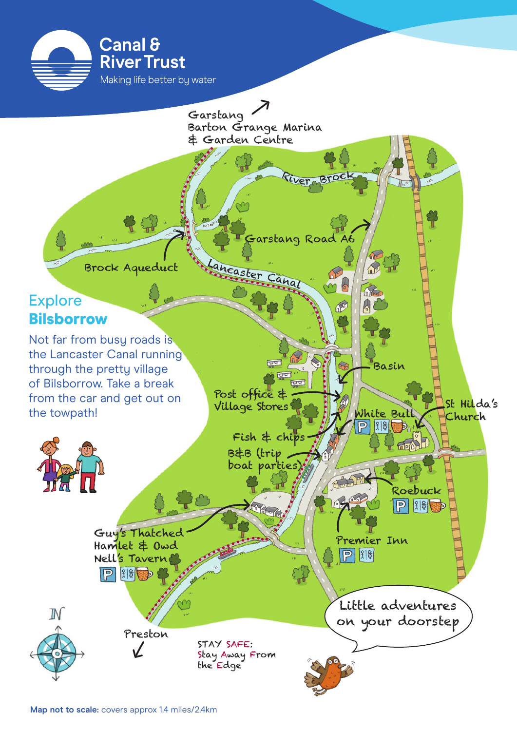Canal & River Trust

Making life better by water

## Explore **Bilsborrow**

Not far from busy roads is the Lancaster Canal running through the pretty village of Bilsborrow. Take a break from the car and get out on the towpath!

Garstang
Barton Grange Marina & Garden Centre

River Brock

Garstang Road A6

Brock Aqueduct

Lancaster Canal

Basin

Post office & Village Stores

White Bull

St Hilda's Church

Fish & chips

B&B (trip boat parties)

Roebuck

Guy's Thatched Hamlet & Owd Nell's Tavern

Premier Inn

N

Preston

STAY SAFE: Stay Away From the Edge

Little adventures on your doorstep

**Map not to scale:** covers approx 1.4 miles/2.4km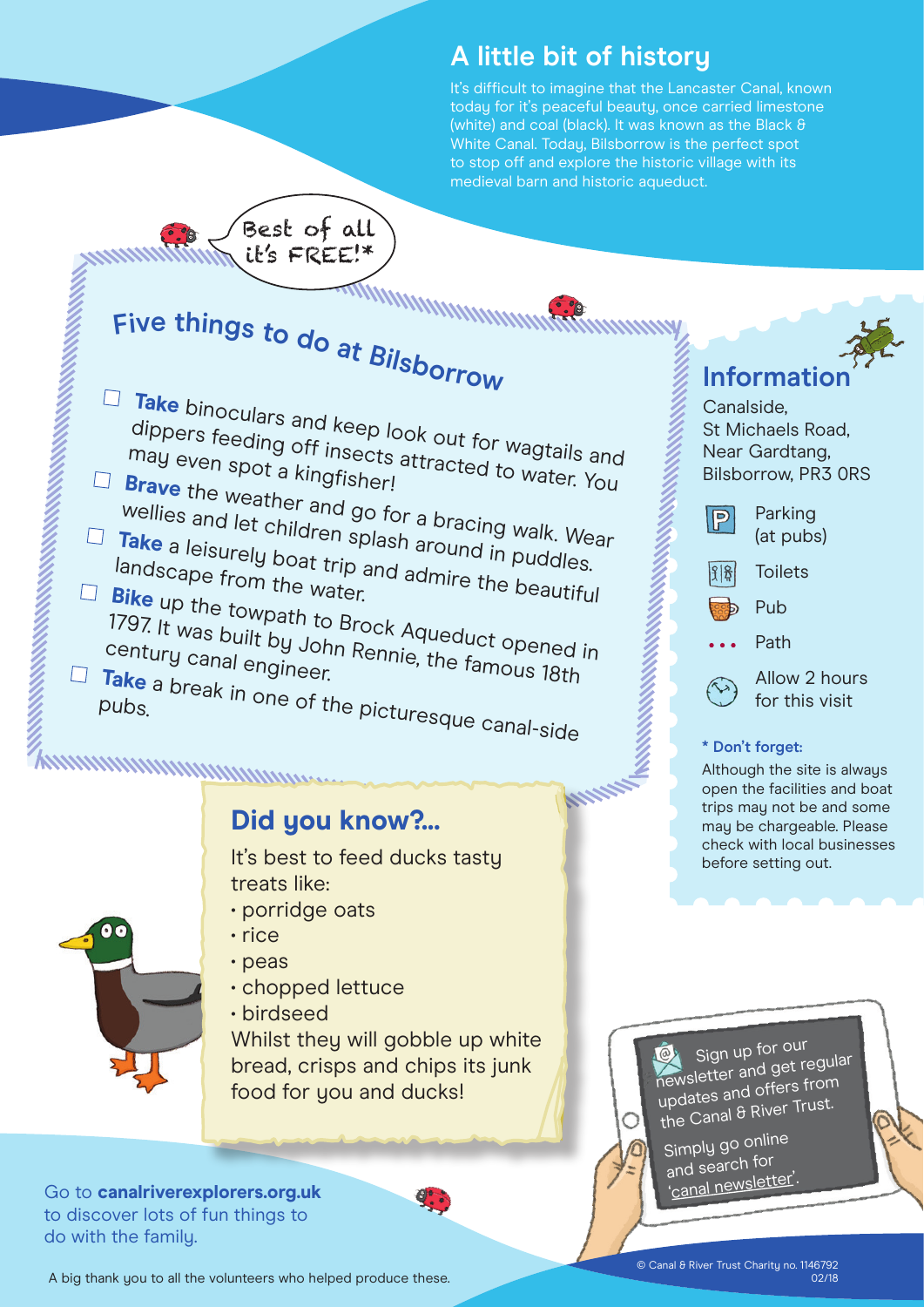## A little bit of history

It's difficult to imagine that the Lancaster Canal, known today for it's peaceful beauty, once carried limestone (white) and coal (black). It was known as the Black & White Canal. Today, Bilsborrow is the perfect spot to stop off and explore the historic village with its medieval barn and historic aqueduct.

Best of all it's FREE!*

## Five things to do at Bilsborrow

- ☐ **Take** binoculars and keep look out for wagtails and dippers feeding off insects attracted to water. You may even spot a kingfisher!
- ☐ **Brave** the weather and go for a bracing walk. Wear wellies and let children splash around in puddles.
- ☐ **Take** a leisurely boat trip and admire the beautiful landscape from the water.
- ☐ **Bike** up the towpath to Brock Aqueduct opened in 1797. It was built by John Rennie, the famous 18th century canal engineer.
- ☐ **Take** a break in one of the picturesque canal-side pubs.

## Information

Canalside,
St Michaels Road,
Near Gardtang,
Bilsborrow, PR3 0RS

- Parking (at pubs)
- Toilets
- Pub
- Path
- Allow 2 hours for this visit

**\* Don't forget:**

Although the site is always open the facilities and boat trips may not be and some may be chargeable. Please check with local businesses before setting out.

## Did you know?...

It's best to feed ducks tasty treats like:

- porridge oats
- rice
- peas
- chopped lettuce
- birdseed

Whilst they will gobble up white bread, crisps and chips its junk food for you and ducks!

Sign up for our newsletter and get regular updates and offers from the Canal & River Trust.

Simply go online and search for 'canal newsletter'.

Go to **canalriverexplorers.org.uk** to discover lots of fun things to do with the family.

A big thank you to all the volunteers who helped produce these.

© Canal & River Trust Charity no. 1146792
02/18